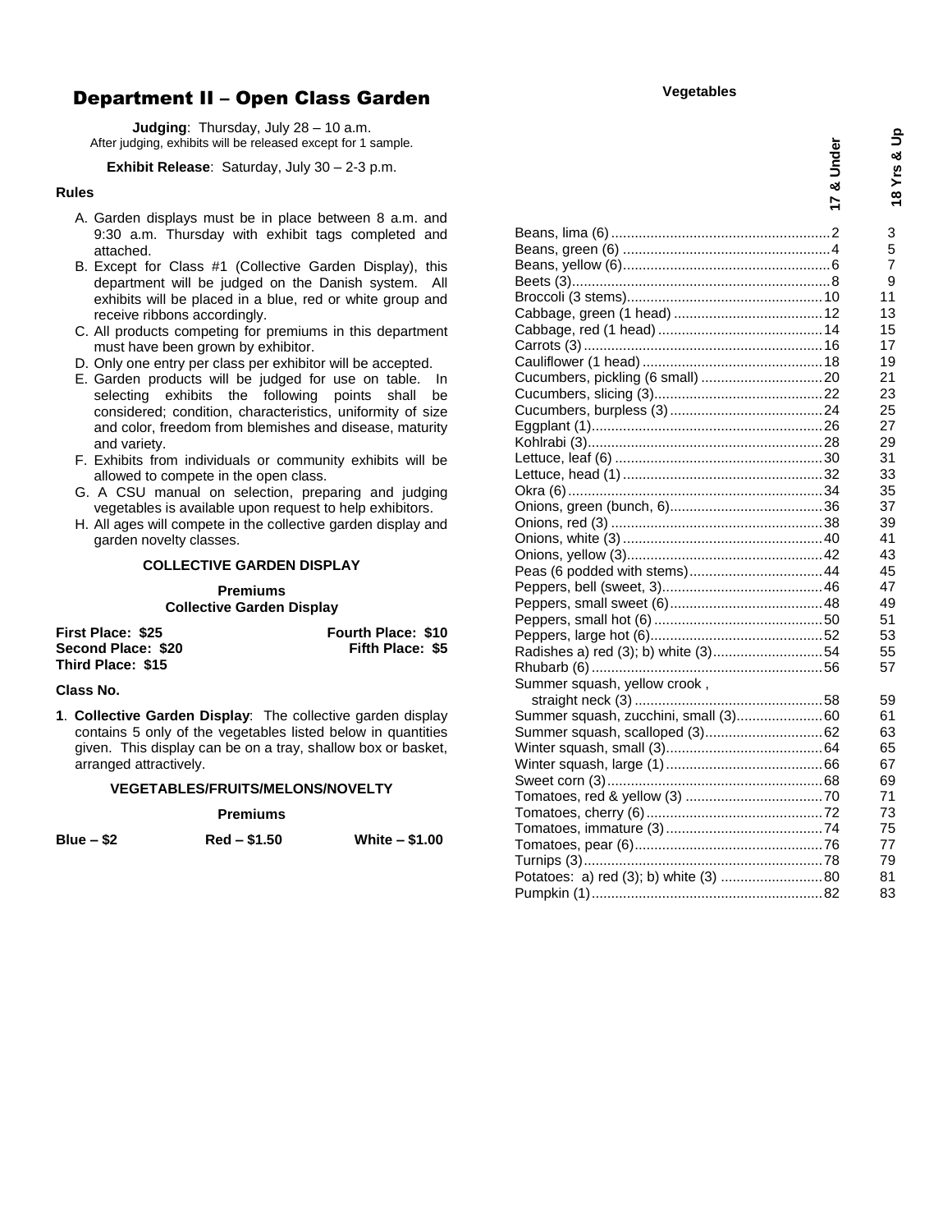# Department II – Open Class Garden

**Judging**: Thursday, July 28 – 10 a.m.
After judging, exhibits will be released except for 1 sample.

**Exhibit Release**: Saturday, July 30 – 2-3 p.m.

### Rules

A. Garden displays must be in place between 8 a.m. and 9:30 a.m. Thursday with exhibit tags completed and attached.
B. Except for Class #1 (Collective Garden Display), this department will be judged on the Danish system. All exhibits will be placed in a blue, red or white group and receive ribbons accordingly.
C. All products competing for premiums in this department must have been grown by exhibitor.
D. Only one entry per class per exhibitor will be accepted.
E. Garden products will be judged for use on table. In selecting exhibits the following points shall be considered; condition, characteristics, uniformity of size and color, freedom from blemishes and disease, maturity and variety.
F. Exhibits from individuals or community exhibits will be allowed to compete in the open class.
G. A CSU manual on selection, preparing and judging vegetables is available upon request to help exhibitors.
H. All ages will compete in the collective garden display and garden novelty classes.

### COLLECTIVE GARDEN DISPLAY

**Premiums**
**Collective Garden Display**

| | |
|---|---|
| **First Place: $25** | **Fourth Place: $10** |
| **Second Place: $20** | **Fifth Place: $5** |
| **Third Place: $15** | |

**Class No.**

**1**. **Collective Garden Display**: The collective garden display contains 5 only of the vegetables listed below in quantities given. This display can be on a tray, shallow box or basket, arranged attractively.

### VEGETABLES/FRUITS/MELONS/NOVELTY

**Premiums**

| | | |
|---|---|---|
| **Blue – $2** | **Red – $1.50** | **White – $1.00** |

**Vegetables**

| | 17 & Under | 18 Yrs & Up |
|---|---|---|
| Beans, lima (6) | 2 | 3 |
| Beans, green (6) | 4 | 5 |
| Beans, yellow (6) | 6 | 7 |
| Beets (3) | 8 | 9 |
| Broccoli (3 stems) | 10 | 11 |
| Cabbage, green (1 head) | 12 | 13 |
| Cabbage, red (1 head) | 14 | 15 |
| Carrots (3) | 16 | 17 |
| Cauliflower (1 head) | 18 | 19 |
| Cucumbers, pickling (6 small) | 20 | 21 |
| Cucumbers, slicing (3) | 22 | 23 |
| Cucumbers, burpless (3) | 24 | 25 |
| Eggplant (1) | 26 | 27 |
| Kohlrabi (3) | 28 | 29 |
| Lettuce, leaf (6) | 30 | 31 |
| Lettuce, head (1) | 32 | 33 |
| Okra (6) | 34 | 35 |
| Onions, green (bunch, 6) | 36 | 37 |
| Onions, red (3) | 38 | 39 |
| Onions, white (3) | 40 | 41 |
| Onions, yellow (3) | 42 | 43 |
| Peas (6 podded with stems) | 44 | 45 |
| Peppers, bell (sweet, 3) | 46 | 47 |
| Peppers, small sweet (6) | 48 | 49 |
| Peppers, small hot (6) | 50 | 51 |
| Peppers, large hot (6) | 52 | 53 |
| Radishes a) red (3); b) white (3) | 54 | 55 |
| Rhubarb (6) | 56 | 57 |
| Summer squash, yellow crook, straight neck (3) | 58 | 59 |
| Summer squash, zucchini, small (3) | 60 | 61 |
| Summer squash, scalloped (3) | 62 | 63 |
| Winter squash, small (3) | 64 | 65 |
| Winter squash, large (1) | 66 | 67 |
| Sweet corn (3) | 68 | 69 |
| Tomatoes, red & yellow (3) | 70 | 71 |
| Tomatoes, cherry (6) | 72 | 73 |
| Tomatoes, immature (3) | 74 | 75 |
| Tomatoes, pear (6) | 76 | 77 |
| Turnips (3) | 78 | 79 |
| Potatoes: a) red (3); b) white (3) | 80 | 81 |
| Pumpkin (1) | 82 | 83 |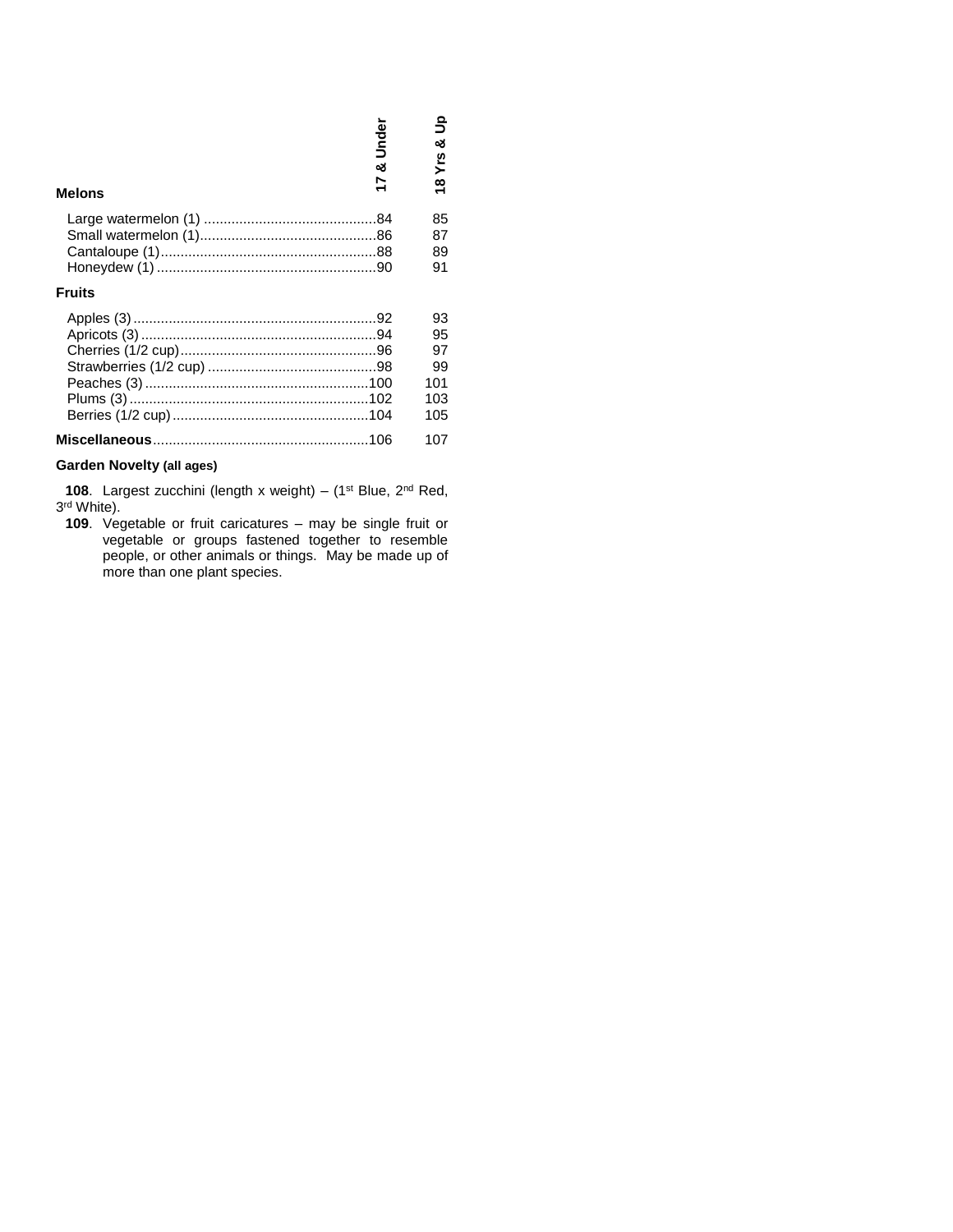| | 17 & Under | 18 Yrs & Up |
|---|---|---|
| **Melons** | | |
| Large watermelon (1) | 84 | 85 |
| Small watermelon (1) | 86 | 87 |
| Cantaloupe (1) | 88 | 89 |
| Honeydew (1) | 90 | 91 |
| **Fruits** | | |
| Apples (3) | 92 | 93 |
| Apricots (3) | 94 | 95 |
| Cherries (1/2 cup) | 96 | 97 |
| Strawberries (1/2 cup) | 98 | 99 |
| Peaches (3) | 100 | 101 |
| Plums (3) | 102 | 103 |
| Berries (1/2 cup) | 104 | 105 |
| **Miscellaneous** | 106 | 107 |

### Garden Novelty (all ages)

**108**. Largest zucchini (length x weight) – (1st Blue, 2nd Red, 3rd White).

**109**. Vegetable or fruit caricatures – may be single fruit or vegetable or groups fastened together to resemble people, or other animals or things. May be made up of more than one plant species.